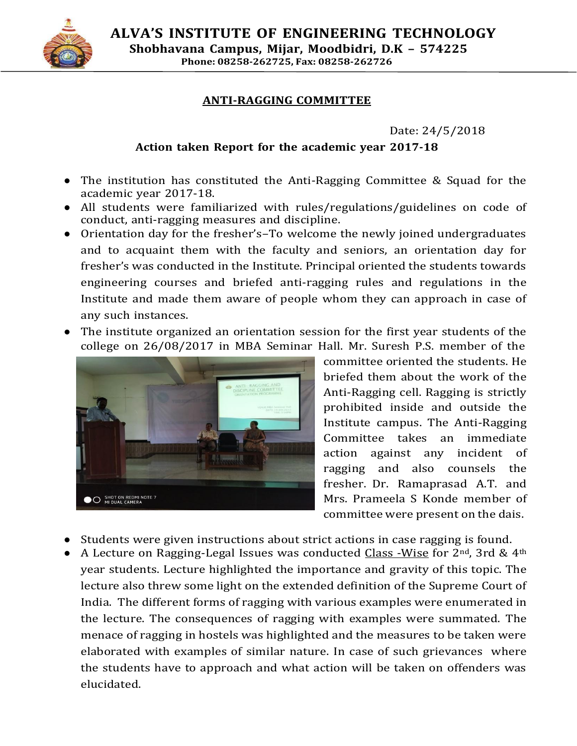# ALVA'S INSTITUTE OF ENGINEERING TECHNOLOGY

**Shobhavana Campus, Mijar, Moodbidri, D.K – 574225**

**Phone: 08258-262725, Fax: 08258-262726**

## ANTI-RAGGING COMMITTEE

Date: 24/5/2018

### Action taken Report for the academic year 2017-18

- The institution has constituted the Anti-Ragging Committee & Squad for the academic year 2017-18.
- All students were familiarized with rules/regulations/guidelines on code of conduct, anti-ragging measures and discipline.
- Orientation day for the fresher's–To welcome the newly joined undergraduates and to acquaint them with the faculty and seniors, an orientation day for fresher's was conducted in the Institute. Principal oriented the students towards engineering courses and briefed anti-ragging rules and regulations in the Institute and made them aware of people whom they can approach in case of any such instances.
- The institute organized an orientation session for the first year students of the college on 26/08/2017 in MBA Seminar Hall. Mr. Suresh P.S. member of the committee oriented the students. He briefed them about the work of the Anti-Ragging cell. Ragging is strictly prohibited inside and outside the Institute campus. The Anti-Ragging Committee takes an immediate action against any incident of ragging and also counsels the fresher. Dr. Ramaprasad A.T. and Mrs. Prameela S Konde member of committee were present on the dais.
- Students were given instructions about strict actions in case ragging is found.
- A Lecture on Ragging-Legal Issues was conducted Class -Wise for 2nd, 3rd & 4th year students. Lecture highlighted the importance and gravity of this topic. The lecture also threw some light on the extended definition of the Supreme Court of India. The different forms of ragging with various examples were enumerated in the lecture. The consequences of ragging with examples were summated. The menace of ragging in hostels was highlighted and the measures to be taken were elaborated with examples of similar nature. In case of such grievances where the students have to approach and what action will be taken on offenders was elucidated.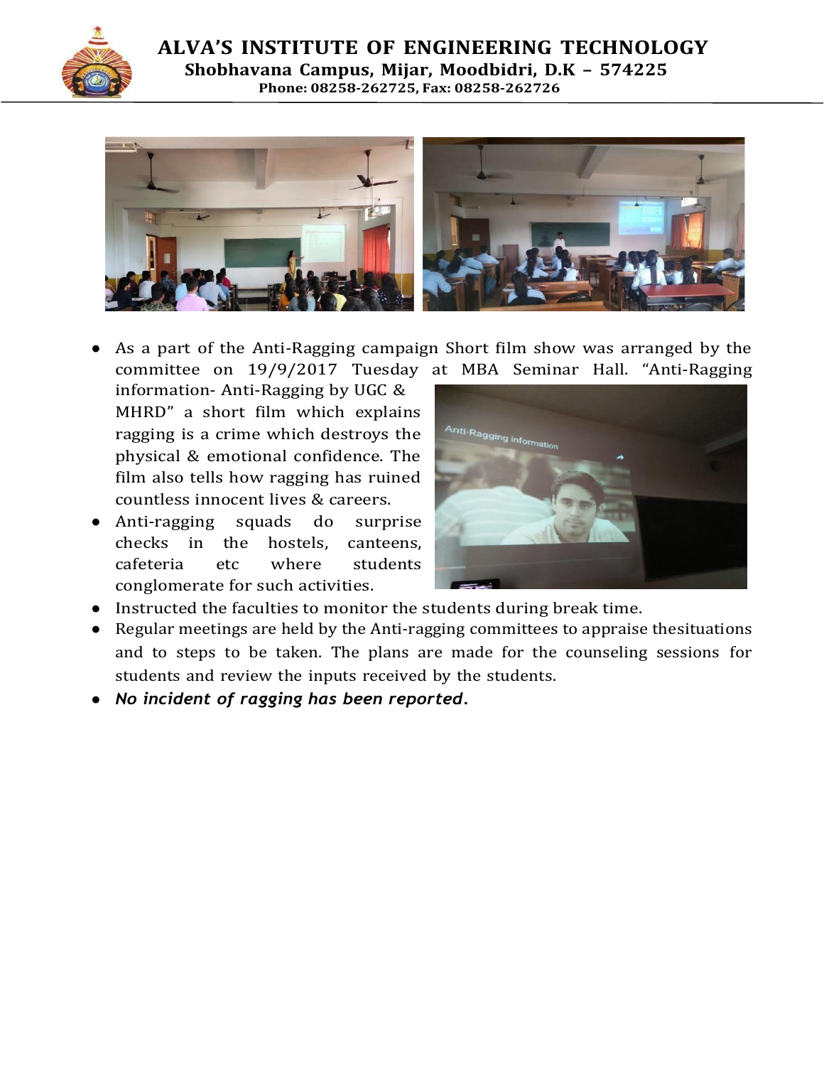# ALVA'S INSTITUTE OF ENGINEERING TECHNOLOGY

**Shobhavana Campus, Mijar, Moodbidri, D.K – 574225**

**Phone: 08258-262725, Fax: 08258-262726**

- As a part of the Anti-Ragging campaign Short film show was arranged by the committee on 19/9/2017 Tuesday at MBA Seminar Hall. "Anti-Ragging information- Anti-Ragging by UGC & MHRD" a short film which explains ragging is a crime which destroys the physical & emotional confidence. The film also tells how ragging has ruined countless innocent lives & careers.
- Anti-ragging squads do surprise checks in the hostels, canteens, cafeteria etc where students conglomerate for such activities.
- Instructed the faculties to monitor the students during break time.
- Regular meetings are held by the Anti-ragging committees to appraise thesituations and to steps to be taken. The plans are made for the counseling sessions for students and review the inputs received by the students.
- ***No incident of ragging has been reported.***